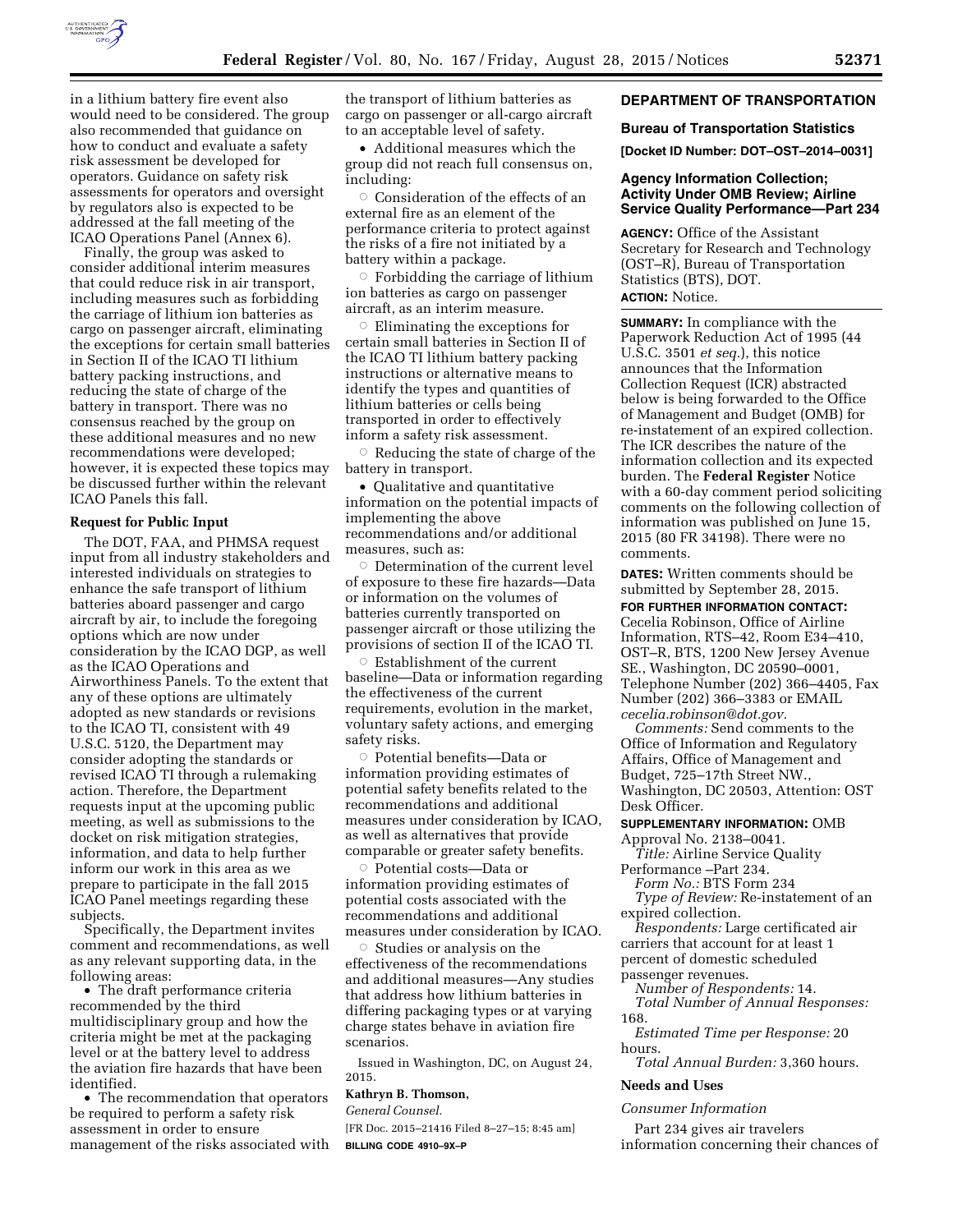in a lithium battery fire event also would need to be considered. The group also recommended that guidance on how to conduct and evaluate a safety risk assessment be developed for operators. Guidance on safety risk assessments for operators and oversight by regulators also is expected to be addressed at the fall meeting of the ICAO Operations Panel (Annex 6).

Finally, the group was asked to consider additional interim measures that could reduce risk in air transport, including measures such as forbidding the carriage of lithium ion batteries as cargo on passenger aircraft, eliminating the exceptions for certain small batteries in Section II of the ICAO TI lithium battery packing instructions, and reducing the state of charge of the battery in transport. There was no consensus reached by the group on these additional measures and no new recommendations were developed; however, it is expected these topics may be discussed further within the relevant ICAO Panels this fall.

**Request for Public Input**

The DOT, FAA, and PHMSA request input from all industry stakeholders and interested individuals on strategies to enhance the safe transport of lithium batteries aboard passenger and cargo aircraft by air, to include the foregoing options which are now under consideration by the ICAO DGP, as well as the ICAO Operations and Airworthiness Panels. To the extent that any of these options are ultimately adopted as new standards or revisions to the ICAO TI, consistent with 49 U.S.C. 5120, the Department may consider adopting the standards or revised ICAO TI through a rulemaking action. Therefore, the Department requests input at the upcoming public meeting, as well as submissions to the docket on risk mitigation strategies, information, and data to help further inform our work in this area as we prepare to participate in the fall 2015 ICAO Panel meetings regarding these subjects.

Specifically, the Department invites comment and recommendations, as well as any relevant supporting data, in the following areas:

- The draft performance criteria recommended by the third multidisciplinary group and how the criteria might be met at the packaging level or at the battery level to address the aviation fire hazards that have been identified.
- The recommendation that operators be required to perform a safety risk assessment in order to ensure management of the risks associated with the transport of lithium batteries as cargo on passenger or all-cargo aircraft to an acceptable level of safety.
- Additional measures which the group did not reach full consensus on, including:
  - Consideration of the effects of an external fire as an element of the performance criteria to protect against the risks of a fire not initiated by a battery within a package.
  - Forbidding the carriage of lithium ion batteries as cargo on passenger aircraft, as an interim measure.
  - Eliminating the exceptions for certain small batteries in Section II of the ICAO TI lithium battery packing instructions or alternative means to identify the types and quantities of lithium batteries or cells being transported in order to effectively inform a safety risk assessment.
  - Reducing the state of charge of the battery in transport.
- Qualitative and quantitative information on the potential impacts of implementing the above recommendations and/or additional measures, such as:
  - Determination of the current level of exposure to these fire hazards—Data or information on the volumes of batteries currently transported on passenger aircraft or those utilizing the provisions of section II of the ICAO TI.
  - Establishment of the current baseline—Data or information regarding the effectiveness of the current requirements, evolution in the market, voluntary safety actions, and emerging safety risks.
  - Potential benefits—Data or information providing estimates of potential safety benefits related to the recommendations and additional measures under consideration by ICAO, as well as alternatives that provide comparable or greater safety benefits.
  - Potential costs—Data or information providing estimates of potential costs associated with the recommendations and additional measures under consideration by ICAO.
  - Studies or analysis on the effectiveness of the recommendations and additional measures—Any studies that address how lithium batteries in differing packaging types or at varying charge states behave in aviation fire scenarios.

Issued in Washington, DC, on August 24, 2015.

**Kathryn B. Thomson,**

*General Counsel.*

[FR Doc. 2015–21416 Filed 8–27–15; 8:45 am]

**BILLING CODE 4910–9X–P**

## DEPARTMENT OF TRANSPORTATION

### Bureau of Transportation Statistics

**[Docket ID Number: DOT–OST–2014–0031]**

### Agency Information Collection; Activity Under OMB Review; Airline Service Quality Performance—Part 234

**AGENCY:** Office of the Assistant Secretary for Research and Technology (OST–R), Bureau of Transportation Statistics (BTS), DOT.

**ACTION:** Notice.

**SUMMARY:** In compliance with the Paperwork Reduction Act of 1995 (44 U.S.C. 3501 *et seq.*), this notice announces that the Information Collection Request (ICR) abstracted below is being forwarded to the Office of Management and Budget (OMB) for re-instatement of an expired collection. The ICR describes the nature of the information collection and its expected burden. The **Federal Register** Notice with a 60-day comment period soliciting comments on the following collection of information was published on June 15, 2015 (80 FR 34198). There were no comments.

**DATES:** Written comments should be submitted by September 28, 2015.

**FOR FURTHER INFORMATION CONTACT:** Cecelia Robinson, Office of Airline Information, RTS–42, Room E34–410, OST–R, BTS, 1200 New Jersey Avenue SE., Washington, DC 20590–0001, Telephone Number (202) 366–4405, Fax Number (202) 366–3383 or EMAIL *cecelia.robinson@dot.gov.*

*Comments:* Send comments to the Office of Information and Regulatory Affairs, Office of Management and Budget, 725–17th Street NW., Washington, DC 20503, Attention: OST Desk Officer.

**SUPPLEMENTARY INFORMATION:** OMB Approval No. 2138–0041.

*Title:* Airline Service Quality Performance –Part 234.

*Form No.:* BTS Form 234

*Type of Review:* Re-instatement of an expired collection.

*Respondents:* Large certificated air carriers that account for at least 1 percent of domestic scheduled passenger revenues.

*Number of Respondents:* 14.

*Total Number of Annual Responses:* 168.

*Estimated Time per Response:* 20 hours.

*Total Annual Burden:* 3,360 hours.

**Needs and Uses**

*Consumer Information*

Part 234 gives air travelers information concerning their chances of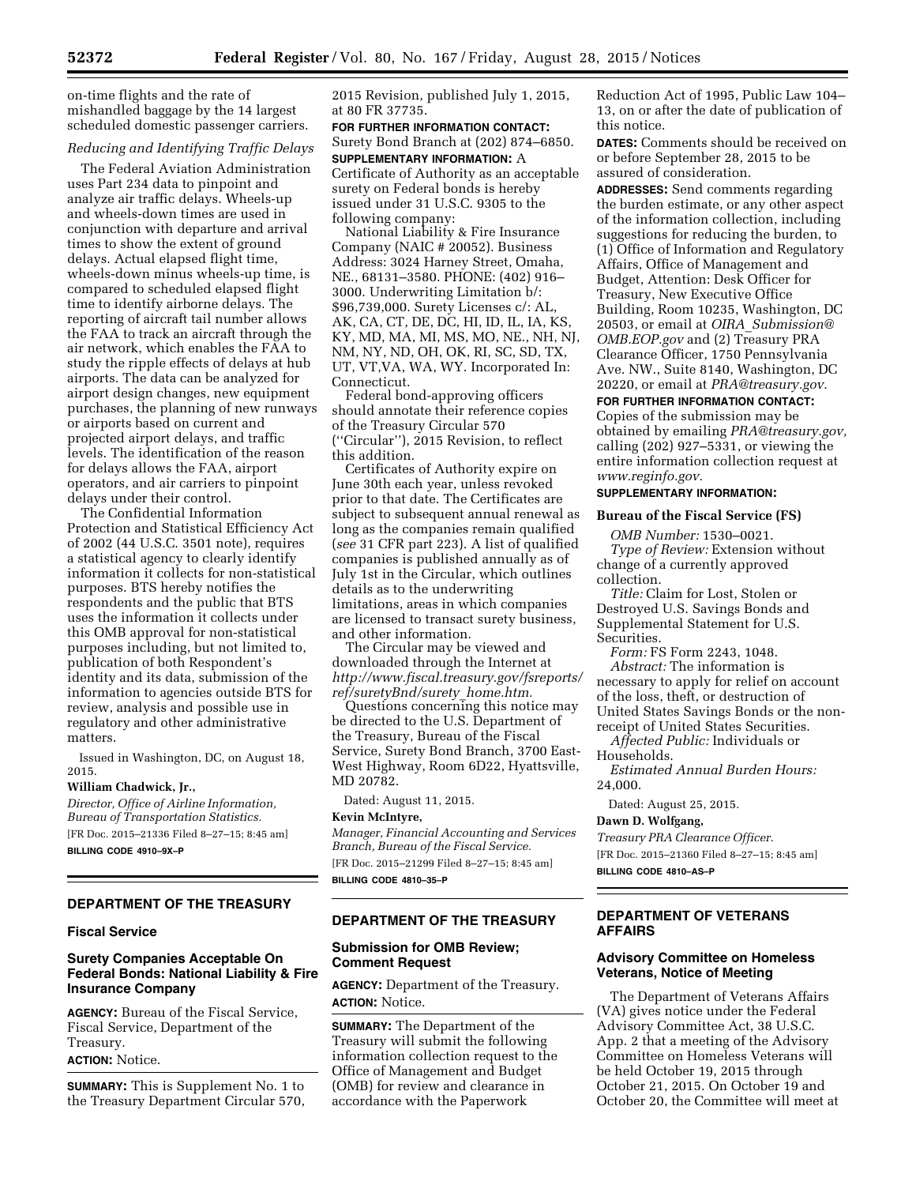on-time flights and the rate of mishandled baggage by the 14 largest scheduled domestic passenger carriers.

*Reducing and Identifying Traffic Delays*

The Federal Aviation Administration uses Part 234 data to pinpoint and analyze air traffic delays. Wheels-up and wheels-down times are used in conjunction with departure and arrival times to show the extent of ground delays. Actual elapsed flight time, wheels-down minus wheels-up time, is compared to scheduled elapsed flight time to identify airborne delays. The reporting of aircraft tail number allows the FAA to track an aircraft through the air network, which enables the FAA to study the ripple effects of delays at hub airports. The data can be analyzed for airport design changes, new equipment purchases, the planning of new runways or airports based on current and projected airport delays, and traffic levels. The identification of the reason for delays allows the FAA, airport operators, and air carriers to pinpoint delays under their control.

The Confidential Information Protection and Statistical Efficiency Act of 2002 (44 U.S.C. 3501 note), requires a statistical agency to clearly identify information it collects for non-statistical purposes. BTS hereby notifies the respondents and the public that BTS uses the information it collects under this OMB approval for non-statistical purposes including, but not limited to, publication of both Respondent's identity and its data, submission of the information to agencies outside BTS for review, analysis and possible use in regulatory and other administrative matters.

Issued in Washington, DC, on August 18, 2015.

**William Chadwick, Jr.,**

*Director, Office of Airline Information, Bureau of Transportation Statistics.*

[FR Doc. 2015–21336 Filed 8–27–15; 8:45 am]

**BILLING CODE 4910–9X–P**

## DEPARTMENT OF THE TREASURY

### Fiscal Service

### Surety Companies Acceptable On Federal Bonds: National Liability & Fire Insurance Company

**AGENCY:** Bureau of the Fiscal Service, Fiscal Service, Department of the Treasury.

**ACTION:** Notice.

**SUMMARY:** This is Supplement No. 1 to the Treasury Department Circular 570, 2015 Revision, published July 1, 2015, at 80 FR 37735.

**FOR FURTHER INFORMATION CONTACT:** Surety Bond Branch at (202) 874–6850.

**SUPPLEMENTARY INFORMATION:** A Certificate of Authority as an acceptable surety on Federal bonds is hereby issued under 31 U.S.C. 9305 to the following company:

National Liability & Fire Insurance Company (NAIC # 20052). Business Address: 3024 Harney Street, Omaha, NE., 68131–3580. PHONE: (402) 916–3000. Underwriting Limitation b/: $96,739,000. Surety Licenses c/: AL, AK, CA, CT, DE, DC, HI, ID, IL, IA, KS, KY, MD, MA, MI, MS, MO, NE., NH, NJ, NM, NY, ND, OH, OK, RI, SC, SD, TX, UT, VT,VA, WA, WY. Incorporated In: Connecticut.

Federal bond-approving officers should annotate their reference copies of the Treasury Circular 570 (''Circular''), 2015 Revision, to reflect this addition.

Certificates of Authority expire on June 30th each year, unless revoked prior to that date. The Certificates are subject to subsequent annual renewal as long as the companies remain qualified (*see* 31 CFR part 223). A list of qualified companies is published annually as of July 1st in the Circular, which outlines details as to the underwriting limitations, areas in which companies are licensed to transact surety business, and other information.

The Circular may be viewed and downloaded through the Internet at *http://www.fiscal.treasury.gov/fsreports/ref/suretyBnd/surety_home.htm.*

Questions concerning this notice may be directed to the U.S. Department of the Treasury, Bureau of the Fiscal Service, Surety Bond Branch, 3700 East-West Highway, Room 6D22, Hyattsville, MD 20782.

Dated: August 11, 2015.

**Kevin McIntyre,**

*Manager, Financial Accounting and Services Branch, Bureau of the Fiscal Service.*

[FR Doc. 2015–21299 Filed 8–27–15; 8:45 am]

**BILLING CODE 4810–35–P**

## DEPARTMENT OF THE TREASURY

### Submission for OMB Review; Comment Request

**AGENCY:** Department of the Treasury.

**ACTION:** Notice.

**SUMMARY:** The Department of the Treasury will submit the following information collection request to the Office of Management and Budget (OMB) for review and clearance in accordance with the Paperwork Reduction Act of 1995, Public Law 104–13, on or after the date of publication of this notice.

**DATES:** Comments should be received on or before September 28, 2015 to be assured of consideration.

**ADDRESSES:** Send comments regarding the burden estimate, or any other aspect of the information collection, including suggestions for reducing the burden, to (1) Office of Information and Regulatory Affairs, Office of Management and Budget, Attention: Desk Officer for Treasury, New Executive Office Building, Room 10235, Washington, DC 20503, or email at *OIRA_Submission@OMB.EOP.gov* and (2) Treasury PRA Clearance Officer, 1750 Pennsylvania Ave. NW., Suite 8140, Washington, DC 20220, or email at *PRA@treasury.gov.*

**FOR FURTHER INFORMATION CONTACT:** Copies of the submission may be obtained by emailing *PRA@treasury.gov,* calling (202) 927–5331, or viewing the entire information collection request at *www.reginfo.gov.*

**SUPPLEMENTARY INFORMATION:**

**Bureau of the Fiscal Service (FS)**

*OMB Number:* 1530–0021.

*Type of Review:* Extension without change of a currently approved collection.

*Title:* Claim for Lost, Stolen or Destroyed U.S. Savings Bonds and Supplemental Statement for U.S. Securities.

*Form:* FS Form 2243, 1048.

*Abstract:* The information is necessary to apply for relief on account of the loss, theft, or destruction of United States Savings Bonds or the non-receipt of United States Securities.

*Affected Public:* Individuals or Households.

*Estimated Annual Burden Hours:* 24,000.

Dated: August 25, 2015.

**Dawn D. Wolfgang,**

*Treasury PRA Clearance Officer.*

[FR Doc. 2015–21360 Filed 8–27–15; 8:45 am]

**BILLING CODE 4810–AS–P**

## DEPARTMENT OF VETERANS AFFAIRS

### Advisory Committee on Homeless Veterans, Notice of Meeting

The Department of Veterans Affairs (VA) gives notice under the Federal Advisory Committee Act, 38 U.S.C. App. 2 that a meeting of the Advisory Committee on Homeless Veterans will be held October 19, 2015 through October 21, 2015. On October 19 and October 20, the Committee will meet at